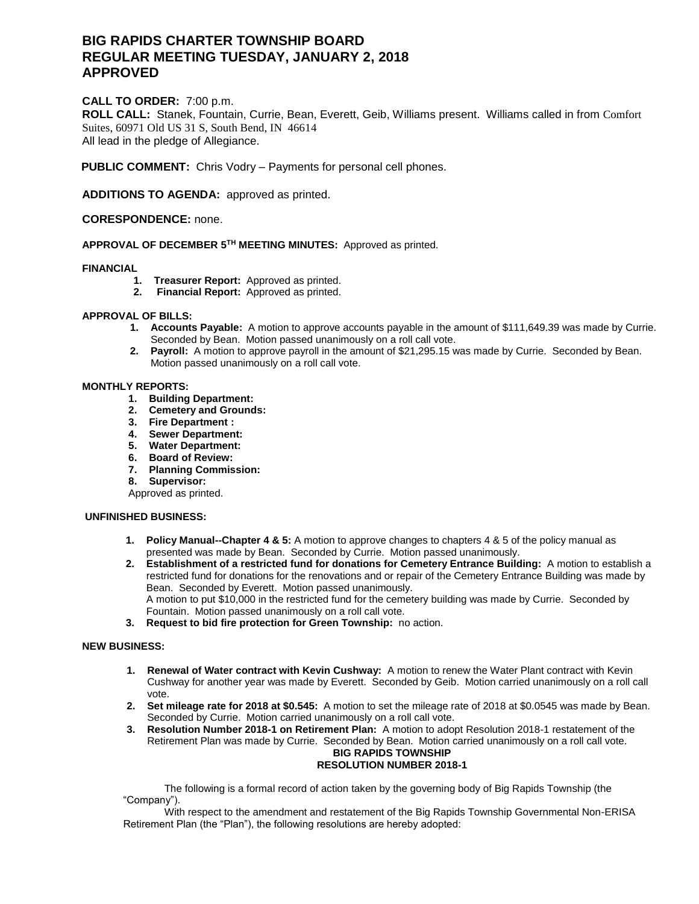# BIG RAPIDS CHARTER TOWNSHIP BOARD
# REGULAR MEETING TUESDAY, JANUARY 2, 2018
# APPROVED

**CALL TO ORDER:** 7:00 p.m.
**ROLL CALL:** Stanek, Fountain, Currie, Bean, Everett, Geib, Williams present. Williams called in from Comfort Suites, 60971 Old US 31 S, South Bend, IN 46614
All lead in the pledge of Allegiance.

**PUBLIC COMMENT:** Chris Vodry – Payments for personal cell phones.

**ADDITIONS TO AGENDA:** approved as printed.

**CORESPONDENCE:** none.

**APPROVAL OF DECEMBER 5TH MEETING MINUTES:** Approved as printed.

**FINANCIAL**

1. **Treasurer Report:** Approved as printed.
2. **Financial Report:** Approved as printed.

**APPROVAL OF BILLS:**

1. **Accounts Payable:** A motion to approve accounts payable in the amount of $111,649.39 was made by Currie. Seconded by Bean. Motion passed unanimously on a roll call vote.
2. **Payroll:** A motion to approve payroll in the amount of $21,295.15 was made by Currie. Seconded by Bean. Motion passed unanimously on a roll call vote.

**MONTHLY REPORTS:**

1. **Building Department:**
2. **Cemetery and Grounds:**
3. **Fire Department :**
4. **Sewer Department:**
5. **Water Department:**
6. **Board of Review:**
7. **Planning Commission:**
8. **Supervisor:**

Approved as printed.

**UNFINISHED BUSINESS:**

1. **Policy Manual--Chapter 4 & 5:** A motion to approve changes to chapters 4 & 5 of the policy manual as presented was made by Bean. Seconded by Currie. Motion passed unanimously.
2. **Establishment of a restricted fund for donations for Cemetery Entrance Building:** A motion to establish a restricted fund for donations for the renovations and or repair of the Cemetery Entrance Building was made by Bean. Seconded by Everett. Motion passed unanimously.
   A motion to put $10,000 in the restricted fund for the cemetery building was made by Currie. Seconded by Fountain. Motion passed unanimously on a roll call vote.
3. **Request to bid fire protection for Green Township:** no action.

**NEW BUSINESS:**

1. **Renewal of Water contract with Kevin Cushway:** A motion to renew the Water Plant contract with Kevin Cushway for another year was made by Everett. Seconded by Geib. Motion carried unanimously on a roll call vote.
2. **Set mileage rate for 2018 at $0.545:** A motion to set the mileage rate of 2018 at $0.0545 was made by Bean. Seconded by Currie. Motion carried unanimously on a roll call vote.
3. **Resolution Number 2018-1 on Retirement Plan:** A motion to adopt Resolution 2018-1 restatement of the Retirement Plan was made by Currie. Seconded by Bean. Motion carried unanimously on a roll call vote.

**BIG RAPIDS TOWNSHIP**
**RESOLUTION NUMBER 2018-1**

The following is a formal record of action taken by the governing body of Big Rapids Township (the "Company").

With respect to the amendment and restatement of the Big Rapids Township Governmental Non-ERISA Retirement Plan (the "Plan"), the following resolutions are hereby adopted: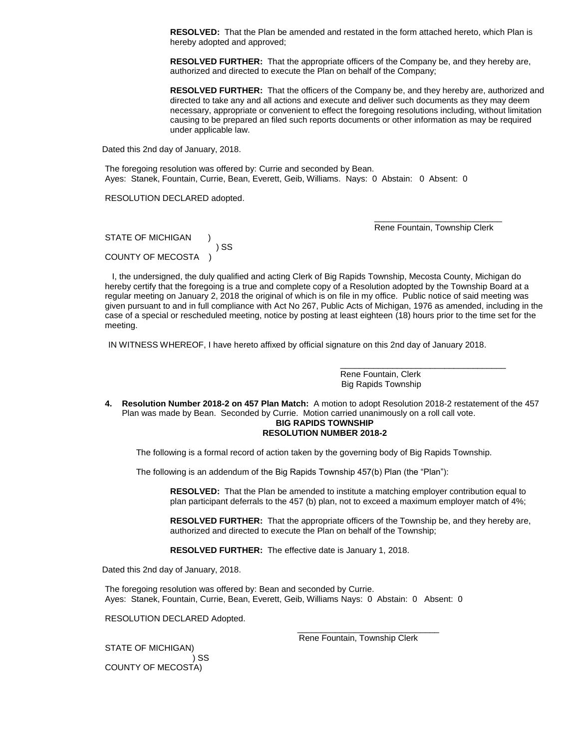**RESOLVED:** That the Plan be amended and restated in the form attached hereto, which Plan is hereby adopted and approved;

**RESOLVED FURTHER:** That the appropriate officers of the Company be, and they hereby are, authorized and directed to execute the Plan on behalf of the Company;

**RESOLVED FURTHER:** That the officers of the Company be, and they hereby are, authorized and directed to take any and all actions and execute and deliver such documents as they may deem necessary, appropriate or convenient to effect the foregoing resolutions including, without limitation causing to be prepared an filed such reports documents or other information as may be required under applicable law.

Dated this 2nd day of January, 2018.

The foregoing resolution was offered by: Currie and seconded by Bean.
Ayes: Stanek, Fountain, Currie, Bean, Everett, Geib, Williams. Nays: 0 Abstain: 0 Absent: 0

RESOLUTION DECLARED adopted.

\_\_\_\_\_\_\_\_\_\_\_\_\_\_\_\_\_\_\_\_\_\_\_\_\_\_\_
Rene Fountain, Township Clerk

STATE OF MICHIGAN )
) SS
COUNTY OF MECOSTA )

I, the undersigned, the duly qualified and acting Clerk of Big Rapids Township, Mecosta County, Michigan do hereby certify that the foregoing is a true and complete copy of a Resolution adopted by the Township Board at a regular meeting on January 2, 2018 the original of which is on file in my office. Public notice of said meeting was given pursuant to and in full compliance with Act No 267, Public Acts of Michigan, 1976 as amended, including in the case of a special or rescheduled meeting, notice by posting at least eighteen (18) hours prior to the time set for the meeting.

IN WITNESS WHEREOF, I have hereto affixed by official signature on this 2nd day of January 2018.

\_\_\_\_\_\_\_\_\_\_\_\_\_\_\_\_\_\_\_\_\_\_\_\_\_\_\_\_\_\_\_\_\_\_\_
Rene Fountain, Clerk
Big Rapids Township

4. **Resolution Number 2018-2 on 457 Plan Match:** A motion to adopt Resolution 2018-2 restatement of the 457 Plan was made by Bean. Seconded by Currie. Motion carried unanimously on a roll call vote.

**BIG RAPIDS TOWNSHIP**
**RESOLUTION NUMBER 2018-2**

The following is a formal record of action taken by the governing body of Big Rapids Township.

The following is an addendum of the Big Rapids Township 457(b) Plan (the "Plan"):

**RESOLVED:** That the Plan be amended to institute a matching employer contribution equal to plan participant deferrals to the 457 (b) plan, not to exceed a maximum employer match of 4%;

**RESOLVED FURTHER:** That the appropriate officers of the Township be, and they hereby are, authorized and directed to execute the Plan on behalf of the Township;

**RESOLVED FURTHER:** The effective date is January 1, 2018.

Dated this 2nd day of January, 2018.

The foregoing resolution was offered by: Bean and seconded by Currie.
Ayes: Stanek, Fountain, Currie, Bean, Everett, Geib, Williams Nays: 0 Abstain: 0 Absent: 0

RESOLUTION DECLARED Adopted.

\_\_\_\_\_\_\_\_\_\_\_\_\_\_\_\_\_\_\_\_\_\_\_\_\_\_\_\_\_\_
Rene Fountain, Township Clerk

STATE OF MICHIGAN)
) SS
COUNTY OF MECOSTA)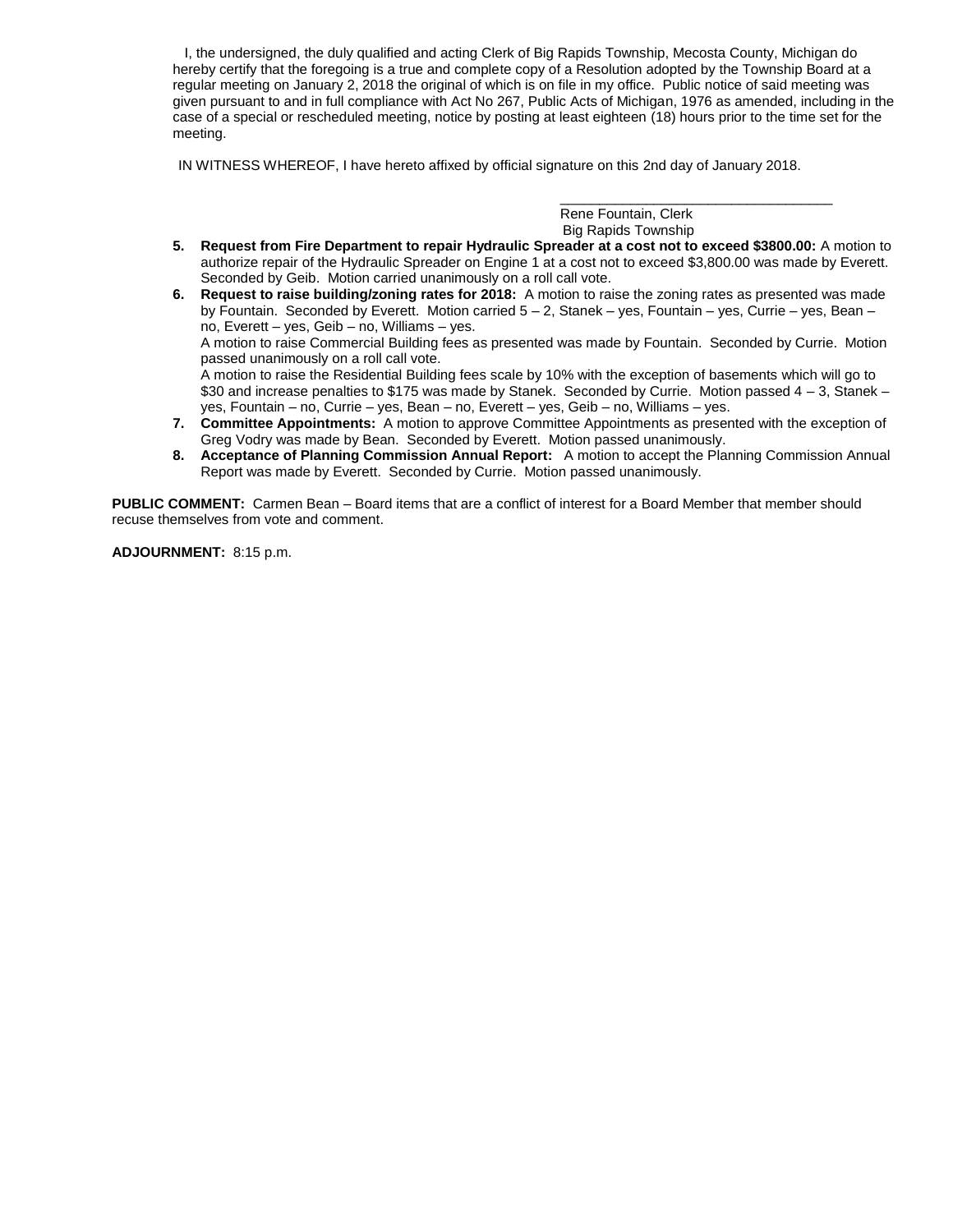I, the undersigned, the duly qualified and acting Clerk of Big Rapids Township, Mecosta County, Michigan do hereby certify that the foregoing is a true and complete copy of a Resolution adopted by the Township Board at a regular meeting on January 2, 2018 the original of which is on file in my office. Public notice of said meeting was given pursuant to and in full compliance with Act No 267, Public Acts of Michigan, 1976 as amended, including in the case of a special or rescheduled meeting, notice by posting at least eighteen (18) hours prior to the time set for the meeting.

IN WITNESS WHEREOF, I have hereto affixed by official signature on this 2nd day of January 2018.

\_\_\_\_\_\_\_\_\_\_\_\_\_\_\_\_\_\_\_\_\_\_\_\_\_\_\_\_\_\_\_\_\_\_\_\_
Rene Fountain, Clerk
Big Rapids Township

5. **Request from Fire Department to repair Hydraulic Spreader at a cost not to exceed $3800.00:** A motion to authorize repair of the Hydraulic Spreader on Engine 1 at a cost not to exceed $3,800.00 was made by Everett. Seconded by Geib. Motion carried unanimously on a roll call vote.
6. **Request to raise building/zoning rates for 2018:** A motion to raise the zoning rates as presented was made by Fountain. Seconded by Everett. Motion carried 5 – 2, Stanek – yes, Fountain – yes, Currie – yes, Bean – no, Everett – yes, Geib – no, Williams – yes.
   A motion to raise Commercial Building fees as presented was made by Fountain. Seconded by Currie. Motion passed unanimously on a roll call vote.
   A motion to raise the Residential Building fees scale by 10% with the exception of basements which will go to $30 and increase penalties to $175 was made by Stanek. Seconded by Currie. Motion passed 4 – 3, Stanek – yes, Fountain – no, Currie – yes, Bean – no, Everett – yes, Geib – no, Williams – yes.
7. **Committee Appointments:** A motion to approve Committee Appointments as presented with the exception of Greg Vodry was made by Bean. Seconded by Everett. Motion passed unanimously.
8. **Acceptance of Planning Commission Annual Report:** A motion to accept the Planning Commission Annual Report was made by Everett. Seconded by Currie. Motion passed unanimously.

**PUBLIC COMMENT:** Carmen Bean – Board items that are a conflict of interest for a Board Member that member should recuse themselves from vote and comment.

**ADJOURNMENT:** 8:15 p.m.